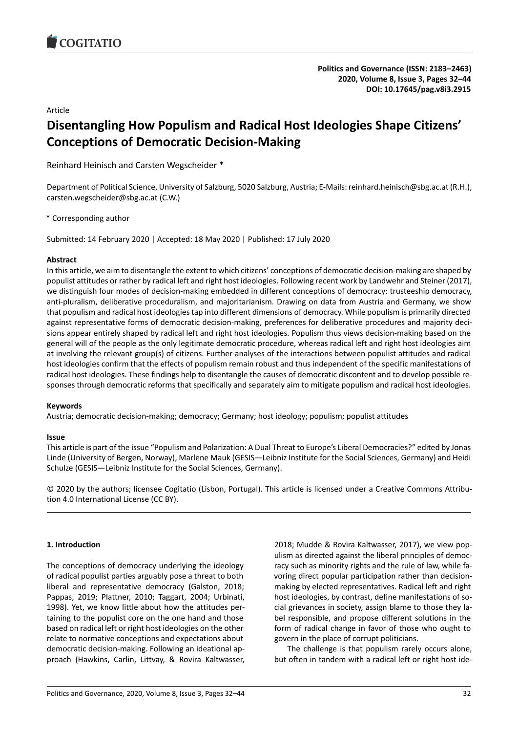Article

# Disentangling How Populism and Radical Host Ideologies Shape Citizens' Conceptions of Democratic Decision-Making

Reinhard Heinisch and Carsten Wegscheider *

Department of Political Science, University of Salzburg, 5020 Salzburg, Austria; E-Mails: reinhard.heinisch@sbg.ac.at (R.H.), carsten.wegscheider@sbg.ac.at (C.W.)

\* Corresponding author

Submitted: 14 February 2020 | Accepted: 18 May 2020 | Published: 17 July 2020

### Abstract

In this article, we aim to disentangle the extent to which citizens' conceptions of democratic decision-making are shaped by populist attitudes or rather by radical left and right host ideologies. Following recent work by Landwehr and Steiner (2017), we distinguish four modes of decision-making embedded in different conceptions of democracy: trusteeship democracy, anti-pluralism, deliberative proceduralism, and majoritarianism. Drawing on data from Austria and Germany, we show that populism and radical host ideologies tap into different dimensions of democracy. While populism is primarily directed against representative forms of democratic decision-making, preferences for deliberative procedures and majority decisions appear entirely shaped by radical left and right host ideologies. Populism thus views decision-making based on the general will of the people as the only legitimate democratic procedure, whereas radical left and right host ideologies aim at involving the relevant group(s) of citizens. Further analyses of the interactions between populist attitudes and radical host ideologies confirm that the effects of populism remain robust and thus independent of the specific manifestations of radical host ideologies. These findings help to disentangle the causes of democratic discontent and to develop possible responses through democratic reforms that specifically and separately aim to mitigate populism and radical host ideologies.

### Keywords

Austria; democratic decision-making; democracy; Germany; host ideology; populism; populist attitudes

### Issue

This article is part of the issue "Populism and Polarization: A Dual Threat to Europe's Liberal Democracies?" edited by Jonas Linde (University of Bergen, Norway), Marlene Mauk (GESIS—Leibniz Institute for the Social Sciences, Germany) and Heidi Schulze (GESIS—Leibniz Institute for the Social Sciences, Germany).

© 2020 by the authors; licensee Cogitatio (Lisbon, Portugal). This article is licensed under a Creative Commons Attribution 4.0 International License (CC BY).

## 1. Introduction

The conceptions of democracy underlying the ideology of radical populist parties arguably pose a threat to both liberal and representative democracy (Galston, 2018; Pappas, 2019; Plattner, 2010; Taggart, 2004; Urbinati, 1998). Yet, we know little about how the attitudes pertaining to the populist core on the one hand and those based on radical left or right host ideologies on the other relate to normative conceptions and expectations about democratic decision-making. Following an ideational approach (Hawkins, Carlin, Littvay, & Rovira Kaltwasser, 2018; Mudde & Rovira Kaltwasser, 2017), we view populism as directed against the liberal principles of democracy such as minority rights and the rule of law, while favoring direct popular participation rather than decision-making by elected representatives. Radical left and right host ideologies, by contrast, define manifestations of social grievances in society, assign blame to those they label responsible, and propose different solutions in the form of radical change in favor of those who ought to govern in the place of corrupt politicians.

The challenge is that populism rarely occurs alone, but often in tandem with a radical left or right host ide-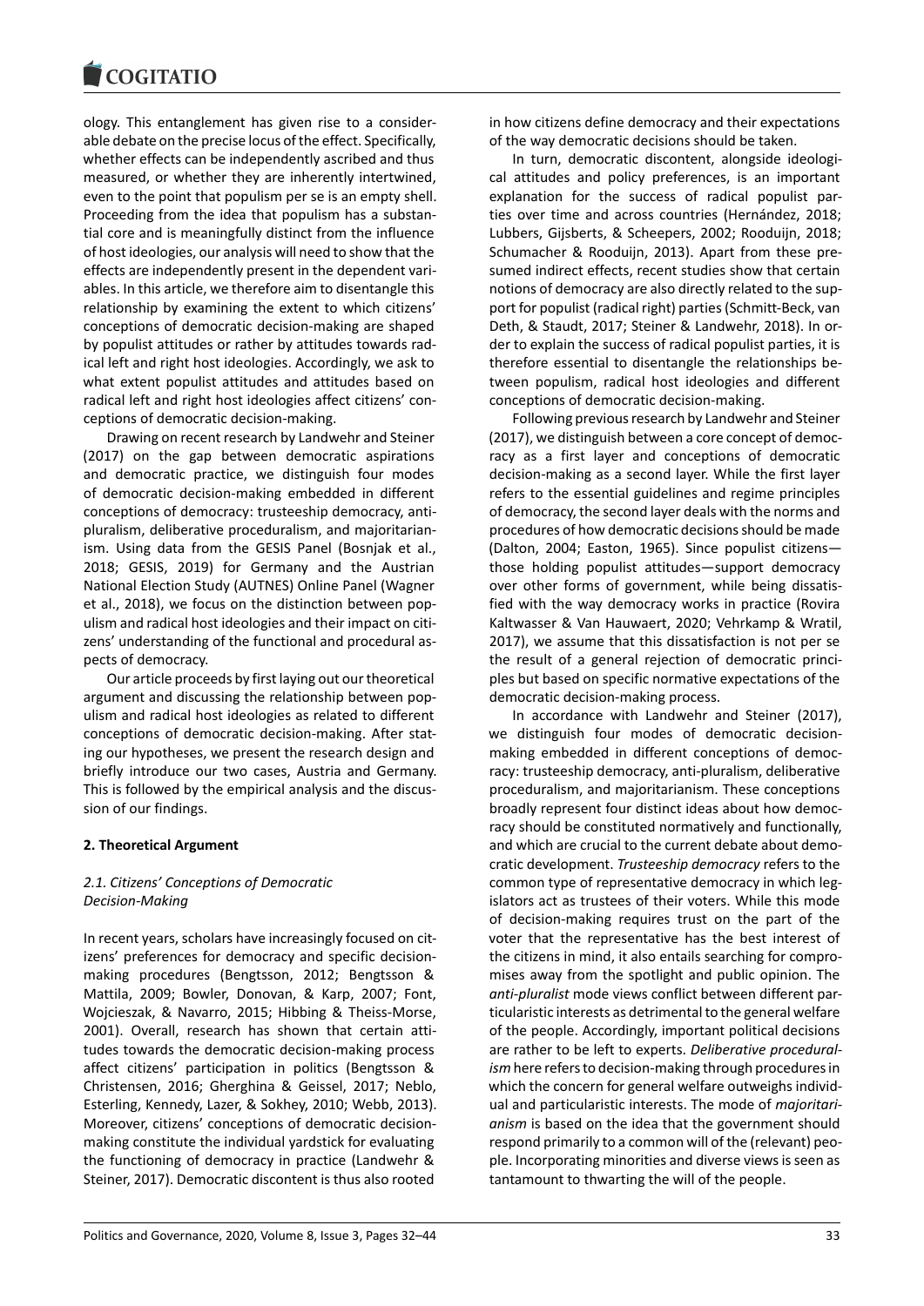ology. This entanglement has given rise to a considerable debate on the precise locus of the effect. Specifically, whether effects can be independently ascribed and thus measured, or whether they are inherently intertwined, even to the point that populism per se is an empty shell. Proceeding from the idea that populism has a substantial core and is meaningfully distinct from the influence of host ideologies, our analysis will need to show that the effects are independently present in the dependent variables. In this article, we therefore aim to disentangle this relationship by examining the extent to which citizens' conceptions of democratic decision-making are shaped by populist attitudes or rather by attitudes towards radical left and right host ideologies. Accordingly, we ask to what extent populist attitudes and attitudes based on radical left and right host ideologies affect citizens' conceptions of democratic decision-making.

Drawing on recent research by Landwehr and Steiner (2017) on the gap between democratic aspirations and democratic practice, we distinguish four modes of democratic decision-making embedded in different conceptions of democracy: trusteeship democracy, anti-pluralism, deliberative proceduralism, and majoritarianism. Using data from the GESIS Panel (Bosnjak et al., 2018; GESIS, 2019) for Germany and the Austrian National Election Study (AUTNES) Online Panel (Wagner et al., 2018), we focus on the distinction between populism and radical host ideologies and their impact on citizens' understanding of the functional and procedural aspects of democracy.

Our article proceeds by first laying out our theoretical argument and discussing the relationship between populism and radical host ideologies as related to different conceptions of democratic decision-making. After stating our hypotheses, we present the research design and briefly introduce our two cases, Austria and Germany. This is followed by the empirical analysis and the discussion of our findings.

## 2. Theoretical Argument

### *2.1. Citizens' Conceptions of Democratic Decision-Making*

In recent years, scholars have increasingly focused on citizens' preferences for democracy and specific decision-making procedures (Bengtsson, 2012; Bengtsson & Mattila, 2009; Bowler, Donovan, & Karp, 2007; Font, Wojcieszak, & Navarro, 2015; Hibbing & Theiss-Morse, 2001). Overall, research has shown that certain attitudes towards the democratic decision-making process affect citizens' participation in politics (Bengtsson & Christensen, 2016; Gherghina & Geissel, 2017; Neblo, Esterling, Kennedy, Lazer, & Sokhey, 2010; Webb, 2013). Moreover, citizens' conceptions of democratic decision-making constitute the individual yardstick for evaluating the functioning of democracy in practice (Landwehr & Steiner, 2017). Democratic discontent is thus also rooted in how citizens define democracy and their expectations of the way democratic decisions should be taken.

In turn, democratic discontent, alongside ideological attitudes and policy preferences, is an important explanation for the success of radical populist parties over time and across countries (Hernández, 2018; Lubbers, Gijsberts, & Scheepers, 2002; Rooduijn, 2018; Schumacher & Rooduijn, 2013). Apart from these presumed indirect effects, recent studies show that certain notions of democracy are also directly related to the support for populist (radical right) parties (Schmitt-Beck, van Deth, & Staudt, 2017; Steiner & Landwehr, 2018). In order to explain the success of radical populist parties, it is therefore essential to disentangle the relationships between populism, radical host ideologies and different conceptions of democratic decision-making.

Following previous research by Landwehr and Steiner (2017), we distinguish between a core concept of democracy as a first layer and conceptions of democratic decision-making as a second layer. While the first layer refers to the essential guidelines and regime principles of democracy, the second layer deals with the norms and procedures of how democratic decisions should be made (Dalton, 2004; Easton, 1965). Since populist citizens—those holding populist attitudes—support democracy over other forms of government, while being dissatisfied with the way democracy works in practice (Rovira Kaltwasser & Van Hauwaert, 2020; Vehrkamp & Wratil, 2017), we assume that this dissatisfaction is not per se the result of a general rejection of democratic principles but based on specific normative expectations of the democratic decision-making process.

In accordance with Landwehr and Steiner (2017), we distinguish four modes of democratic decision-making embedded in different conceptions of democracy: trusteeship democracy, anti-pluralism, deliberative proceduralism, and majoritarianism. These conceptions broadly represent four distinct ideas about how democracy should be constituted normatively and functionally, and which are crucial to the current debate about democratic development. *Trusteeship democracy* refers to the common type of representative democracy in which legislators act as trustees of their voters. While this mode of decision-making requires trust on the part of the voter that the representative has the best interest of the citizens in mind, it also entails searching for compromises away from the spotlight and public opinion. The *anti-pluralist* mode views conflict between different particularistic interests as detrimental to the general welfare of the people. Accordingly, important political decisions are rather to be left to experts. *Deliberative proceduralism* here refers to decision-making through procedures in which the concern for general welfare outweighs individual and particularistic interests. The mode of *majoritarianism* is based on the idea that the government should respond primarily to a common will of the (relevant) people. Incorporating minorities and diverse views is seen as tantamount to thwarting the will of the people.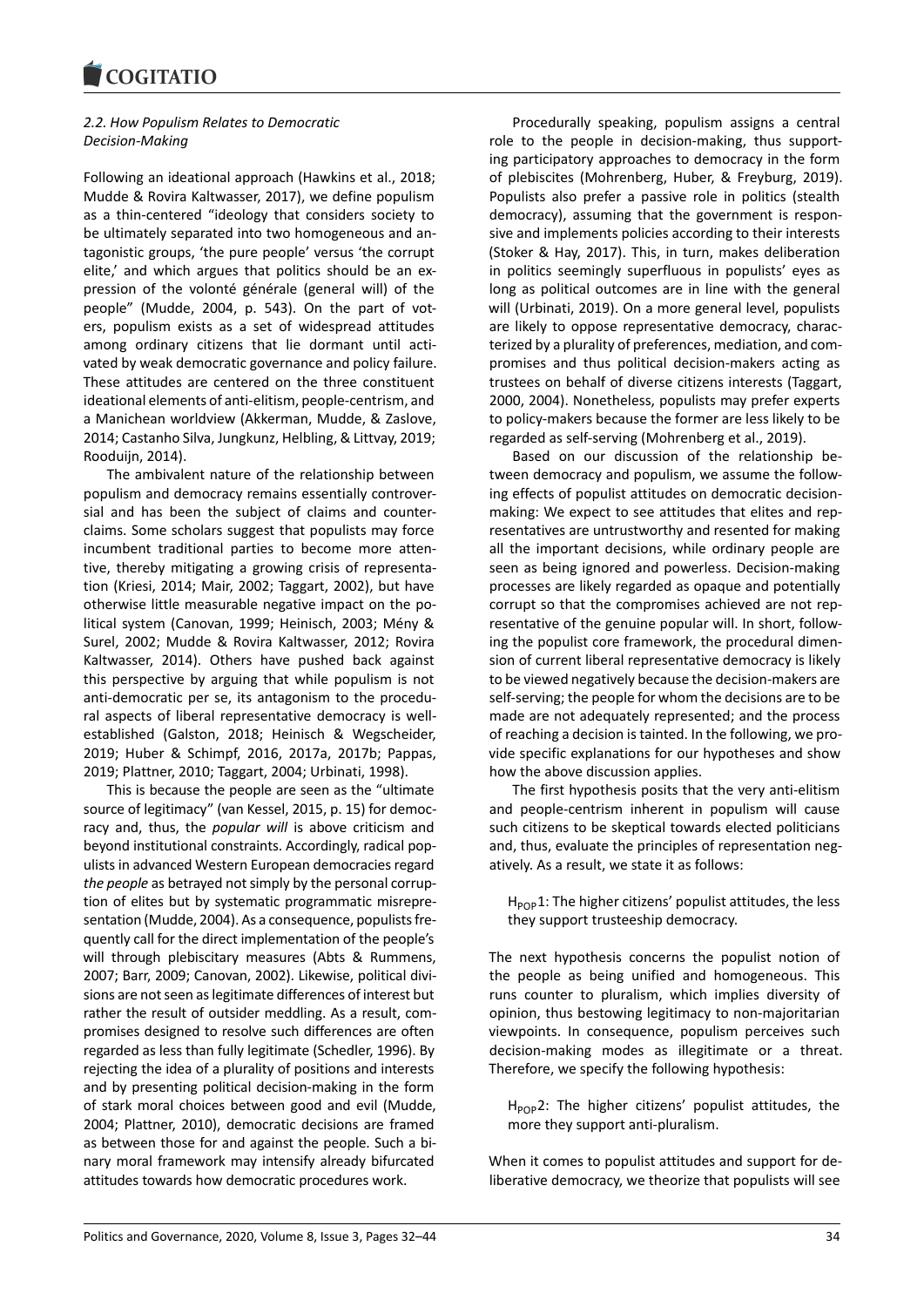### 2.2. How Populism Relates to Democratic Decision-Making

Following an ideational approach (Hawkins et al., 2018; Mudde & Rovira Kaltwasser, 2017), we define populism as a thin-centered "ideology that considers society to be ultimately separated into two homogeneous and antagonistic groups, 'the pure people' versus 'the corrupt elite,' and which argues that politics should be an expression of the volonté générale (general will) of the people" (Mudde, 2004, p. 543). On the part of voters, populism exists as a set of widespread attitudes among ordinary citizens that lie dormant until activated by weak democratic governance and policy failure. These attitudes are centered on the three constituent ideational elements of anti-elitism, people-centrism, and a Manichean worldview (Akkerman, Mudde, & Zaslove, 2014; Castanho Silva, Jungkunz, Helbling, & Littvay, 2019; Rooduijn, 2014).

The ambivalent nature of the relationship between populism and democracy remains essentially controversial and has been the subject of claims and counterclaims. Some scholars suggest that populists may force incumbent traditional parties to become more attentive, thereby mitigating a growing crisis of representation (Kriesi, 2014; Mair, 2002; Taggart, 2002), but have otherwise little measurable negative impact on the political system (Canovan, 1999; Heinisch, 2003; Mény & Surel, 2002; Mudde & Rovira Kaltwasser, 2012; Rovira Kaltwasser, 2014). Others have pushed back against this perspective by arguing that while populism is not anti-democratic per se, its antagonism to the procedural aspects of liberal representative democracy is well-established (Galston, 2018; Heinisch & Wegscheider, 2019; Huber & Schimpf, 2016, 2017a, 2017b; Pappas, 2019; Plattner, 2010; Taggart, 2004; Urbinati, 1998).

This is because the people are seen as the "ultimate source of legitimacy" (van Kessel, 2015, p. 15) for democracy and, thus, the *popular will* is above criticism and beyond institutional constraints. Accordingly, radical populists in advanced Western European democracies regard *the people* as betrayed not simply by the personal corruption of elites but by systematic programmatic misrepresentation (Mudde, 2004). As a consequence, populists frequently call for the direct implementation of the people's will through plebiscitary measures (Abts & Rummens, 2007; Barr, 2009; Canovan, 2002). Likewise, political divisions are not seen as legitimate differences of interest but rather the result of outsider meddling. As a result, compromises designed to resolve such differences are often regarded as less than fully legitimate (Schedler, 1996). By rejecting the idea of a plurality of positions and interests and by presenting political decision-making in the form of stark moral choices between good and evil (Mudde, 2004; Plattner, 2010), democratic decisions are framed as between those for and against the people. Such a binary moral framework may intensify already bifurcated attitudes towards how democratic procedures work.

Procedurally speaking, populism assigns a central role to the people in decision-making, thus supporting participatory approaches to democracy in the form of plebiscites (Mohrenberg, Huber, & Freyburg, 2019). Populists also prefer a passive role in politics (stealth democracy), assuming that the government is responsive and implements policies according to their interests (Stoker & Hay, 2017). This, in turn, makes deliberation in politics seemingly superfluous in populists' eyes as long as political outcomes are in line with the general will (Urbinati, 2019). On a more general level, populists are likely to oppose representative democracy, characterized by a plurality of preferences, mediation, and compromises and thus political decision-makers acting as trustees on behalf of diverse citizens interests (Taggart, 2000, 2004). Nonetheless, populists may prefer experts to policy-makers because the former are less likely to be regarded as self-serving (Mohrenberg et al., 2019).

Based on our discussion of the relationship between democracy and populism, we assume the following effects of populist attitudes on democratic decision-making: We expect to see attitudes that elites and representatives are untrustworthy and resented for making all the important decisions, while ordinary people are seen as being ignored and powerless. Decision-making processes are likely regarded as opaque and potentially corrupt so that the compromises achieved are not representative of the genuine popular will. In short, following the populist core framework, the procedural dimension of current liberal representative democracy is likely to be viewed negatively because the decision-makers are self-serving; the people for whom the decisions are to be made are not adequately represented; and the process of reaching a decision is tainted. In the following, we provide specific explanations for our hypotheses and show how the above discussion applies.

The first hypothesis posits that the very anti-elitism and people-centrism inherent in populism will cause such citizens to be skeptical towards elected politicians and, thus, evaluate the principles of representation negatively. As a result, we state it as follows:

> $H_{POP}1$: The higher citizens' populist attitudes, the less they support trusteeship democracy.

The next hypothesis concerns the populist notion of the people as being unified and homogeneous. This runs counter to pluralism, which implies diversity of opinion, thus bestowing legitimacy to non-majoritarian viewpoints. In consequence, populism perceives such decision-making modes as illegitimate or a threat. Therefore, we specify the following hypothesis:

> $H_{POP}2$: The higher citizens' populist attitudes, the more they support anti-pluralism.

When it comes to populist attitudes and support for deliberative democracy, we theorize that populists will see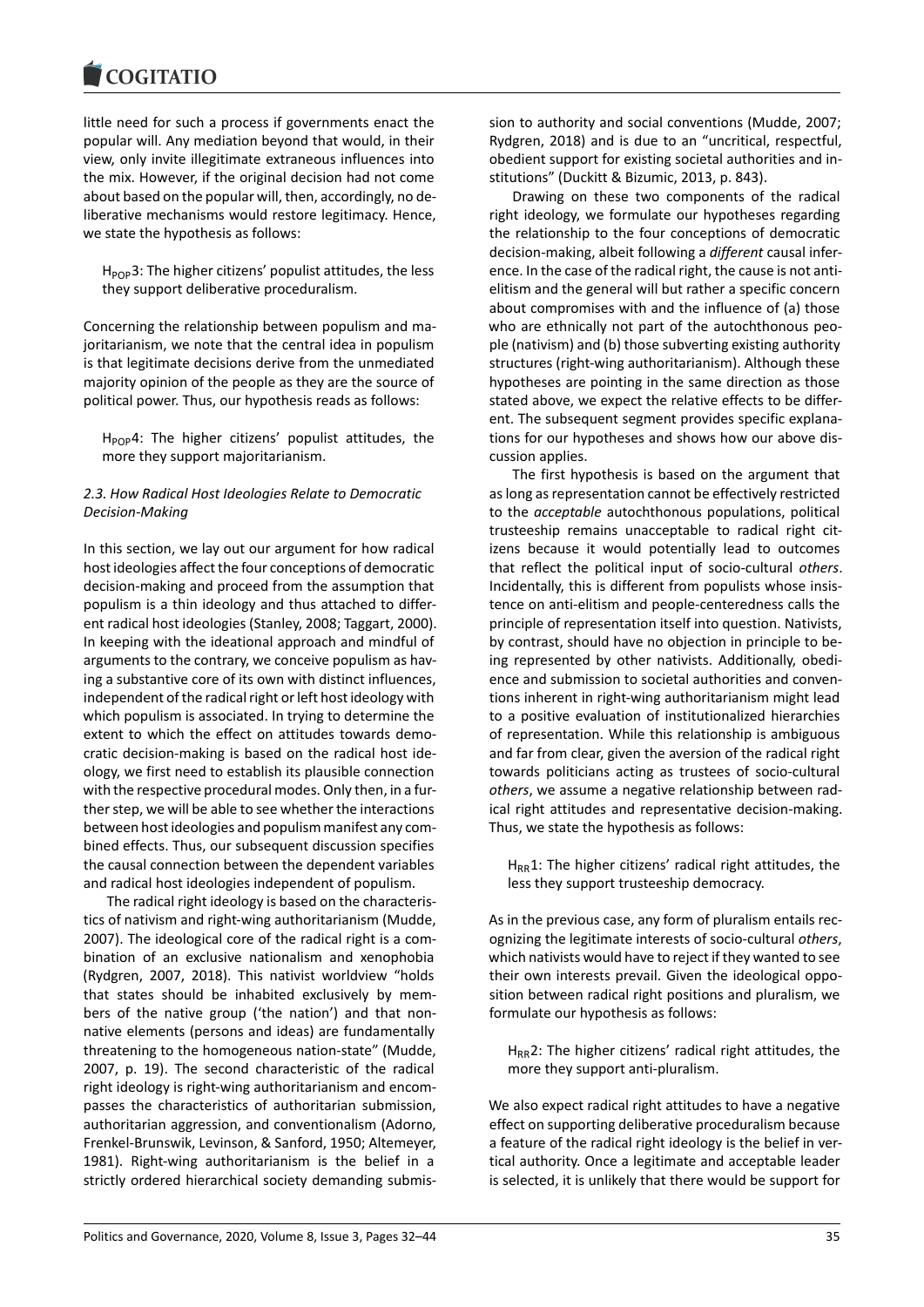little need for such a process if governments enact the popular will. Any mediation beyond that would, in their view, only invite illegitimate extraneous influences into the mix. However, if the original decision had not come about based on the popular will, then, accordingly, no deliberative mechanisms would restore legitimacy. Hence, we state the hypothesis as follows:

> $H_{POP}3$: The higher citizens' populist attitudes, the less they support deliberative proceduralism.

Concerning the relationship between populism and majoritarianism, we note that the central idea in populism is that legitimate decisions derive from the unmediated majority opinion of the people as they are the source of political power. Thus, our hypothesis reads as follows:

> $H_{POP}4$: The higher citizens' populist attitudes, the more they support majoritarianism.

### 2.3. How Radical Host Ideologies Relate to Democratic Decision-Making

In this section, we lay out our argument for how radical host ideologies affect the four conceptions of democratic decision-making and proceed from the assumption that populism is a thin ideology and thus attached to different radical host ideologies (Stanley, 2008; Taggart, 2000). In keeping with the ideational approach and mindful of arguments to the contrary, we conceive populism as having a substantive core of its own with distinct influences, independent of the radical right or left host ideology with which populism is associated. In trying to determine the extent to which the effect on attitudes towards democratic decision-making is based on the radical host ideology, we first need to establish its plausible connection with the respective procedural modes. Only then, in a further step, we will be able to see whether the interactions between host ideologies and populism manifest any combined effects. Thus, our subsequent discussion specifies the causal connection between the dependent variables and radical host ideologies independent of populism.

The radical right ideology is based on the characteristics of nativism and right-wing authoritarianism (Mudde, 2007). The ideological core of the radical right is a combination of an exclusive nationalism and xenophobia (Rydgren, 2007, 2018). This nativist worldview "holds that states should be inhabited exclusively by members of the native group ('the nation') and that non-native elements (persons and ideas) are fundamentally threatening to the homogeneous nation-state" (Mudde, 2007, p. 19). The second characteristic of the radical right ideology is right-wing authoritarianism and encompasses the characteristics of authoritarian submission, authoritarian aggression, and conventionalism (Adorno, Frenkel-Brunswik, Levinson, & Sanford, 1950; Altemeyer, 1981). Right-wing authoritarianism is the belief in a strictly ordered hierarchical society demanding submission to authority and social conventions (Mudde, 2007; Rydgren, 2018) and is due to an "uncritical, respectful, obedient support for existing societal authorities and institutions" (Duckitt & Bizumic, 2013, p. 843).

Drawing on these two components of the radical right ideology, we formulate our hypotheses regarding the relationship to the four conceptions of democratic decision-making, albeit following a *different* causal inference. In the case of the radical right, the cause is not anti-elitism and the general will but rather a specific concern about compromises with and the influence of (a) those who are ethnically not part of the autochthonous people (nativism) and (b) those subverting existing authority structures (right-wing authoritarianism). Although these hypotheses are pointing in the same direction as those stated above, we expect the relative effects to be different. The subsequent segment provides specific explanations for our hypotheses and shows how our above discussion applies.

The first hypothesis is based on the argument that as long as representation cannot be effectively restricted to the *acceptable* autochthonous populations, political trusteeship remains unacceptable to radical right citizens because it would potentially lead to outcomes that reflect the political input of socio-cultural *others*. Incidentally, this is different from populists whose insistence on anti-elitism and people-centeredness calls the principle of representation itself into question. Nativists, by contrast, should have no objection in principle to being represented by other nativists. Additionally, obedience and submission to societal authorities and conventions inherent in right-wing authoritarianism might lead to a positive evaluation of institutionalized hierarchies of representation. While this relationship is ambiguous and far from clear, given the aversion of the radical right towards politicians acting as trustees of socio-cultural *others*, we assume a negative relationship between radical right attitudes and representative decision-making. Thus, we state the hypothesis as follows:

> $H_{RR}1$: The higher citizens' radical right attitudes, the less they support trusteeship democracy.

As in the previous case, any form of pluralism entails recognizing the legitimate interests of socio-cultural *others*, which nativists would have to reject if they wanted to see their own interests prevail. Given the ideological opposition between radical right positions and pluralism, we formulate our hypothesis as follows:

> $H_{RR}2$: The higher citizens' radical right attitudes, the more they support anti-pluralism.

We also expect radical right attitudes to have a negative effect on supporting deliberative proceduralism because a feature of the radical right ideology is the belief in vertical authority. Once a legitimate and acceptable leader is selected, it is unlikely that there would be support for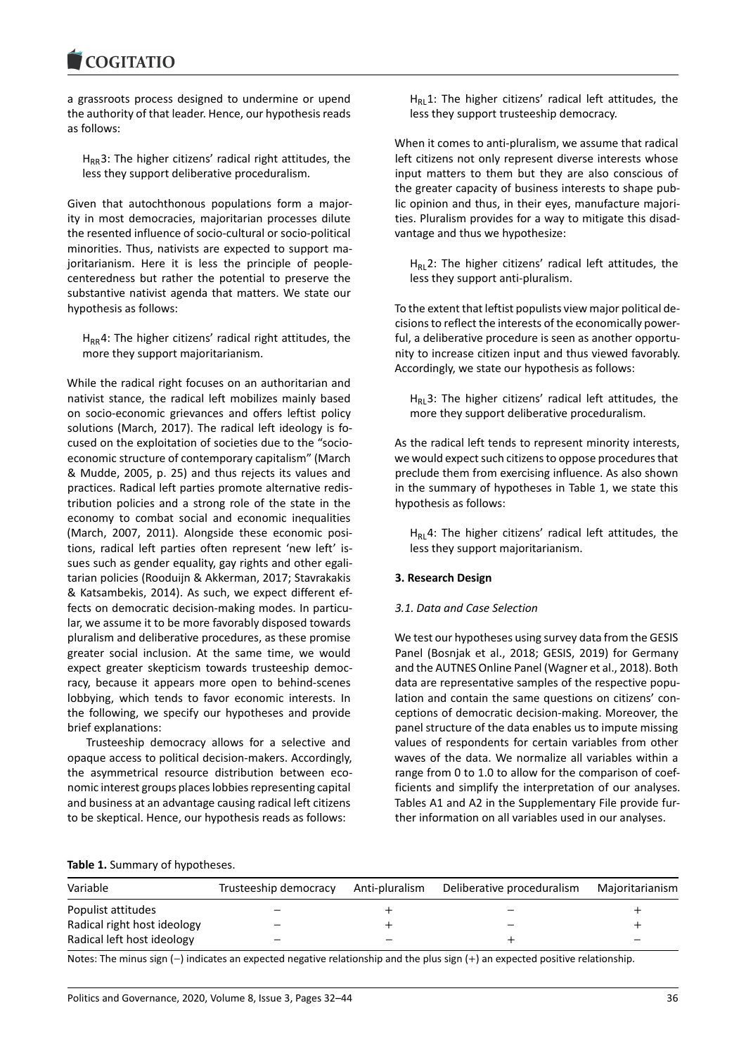a grassroots process designed to undermine or upend the authority of that leader. Hence, our hypothesis reads as follows:

> $H_{RR}3$: The higher citizens' radical right attitudes, the less they support deliberative proceduralism.

Given that autochthonous populations form a majority in most democracies, majoritarian processes dilute the resented influence of socio-cultural or socio-political minorities. Thus, nativists are expected to support majoritarianism. Here it is less the principle of people-centeredness but rather the potential to preserve the substantive nativist agenda that matters. We state our hypothesis as follows:

> $H_{RR}4$: The higher citizens' radical right attitudes, the more they support majoritarianism.

While the radical right focuses on an authoritarian and nativist stance, the radical left mobilizes mainly based on socio-economic grievances and offers leftist policy solutions (March, 2017). The radical left ideology is focused on the exploitation of societies due to the "socio-economic structure of contemporary capitalism" (March & Mudde, 2005, p. 25) and thus rejects its values and practices. Radical left parties promote alternative redistribution policies and a strong role of the state in the economy to combat social and economic inequalities (March, 2007, 2011). Alongside these economic positions, radical left parties often represent 'new left' issues such as gender equality, gay rights and other egalitarian policies (Rooduijn & Akkerman, 2017; Stavrakakis & Katsambekis, 2014). As such, we expect different effects on democratic decision-making modes. In particular, we assume it to be more favorably disposed towards pluralism and deliberative procedures, as these promise greater social inclusion. At the same time, we would expect greater skepticism towards trusteeship democracy, because it appears more open to behind-scenes lobbying, which tends to favor economic interests. In the following, we specify our hypotheses and provide brief explanations:

Trusteeship democracy allows for a selective and opaque access to political decision-makers. Accordingly, the asymmetrical resource distribution between economic interest groups places lobbies representing capital and business at an advantage causing radical left citizens to be skeptical. Hence, our hypothesis reads as follows:

> $H_{RL}1$: The higher citizens' radical left attitudes, the less they support trusteeship democracy.

When it comes to anti-pluralism, we assume that radical left citizens not only represent diverse interests whose input matters to them but they are also conscious of the greater capacity of business interests to shape public opinion and thus, in their eyes, manufacture majorities. Pluralism provides for a way to mitigate this disadvantage and thus we hypothesize:

> $H_{RL}2$: The higher citizens' radical left attitudes, the less they support anti-pluralism.

To the extent that leftist populists view major political decisions to reflect the interests of the economically powerful, a deliberative procedure is seen as another opportunity to increase citizen input and thus viewed favorably. Accordingly, we state our hypothesis as follows:

> $H_{RL}3$: The higher citizens' radical left attitudes, the more they support deliberative proceduralism.

As the radical left tends to represent minority interests, we would expect such citizens to oppose procedures that preclude them from exercising influence. As also shown in the summary of hypotheses in Table 1, we state this hypothesis as follows:

> $H_{RL}4$: The higher citizens' radical left attitudes, the less they support majoritarianism.

## 3. Research Design

### 3.1. Data and Case Selection

We test our hypotheses using survey data from the GESIS Panel (Bosnjak et al., 2018; GESIS, 2019) for Germany and the AUTNES Online Panel (Wagner et al., 2018). Both data are representative samples of the respective population and contain the same questions on citizens' conceptions of democratic decision-making. Moreover, the panel structure of the data enables us to impute missing values of respondents for certain variables from other waves of the data. We normalize all variables within a range from 0 to 1.0 to allow for the comparison of coefficients and simplify the interpretation of our analyses. Tables A1 and A2 in the Supplementary File provide further information on all variables used in our analyses.

**Table 1.** Summary of hypotheses.

| Variable | Trusteeship democracy | Anti-pluralism | Deliberative proceduralism | Majoritarianism |
|---|---|---|---|---|
| Populist attitudes | − | + | − | + |
| Radical right host ideology | − | + | − | + |
| Radical left host ideology | − | − | + | − |

Notes: The minus sign (−) indicates an expected negative relationship and the plus sign (+) an expected positive relationship.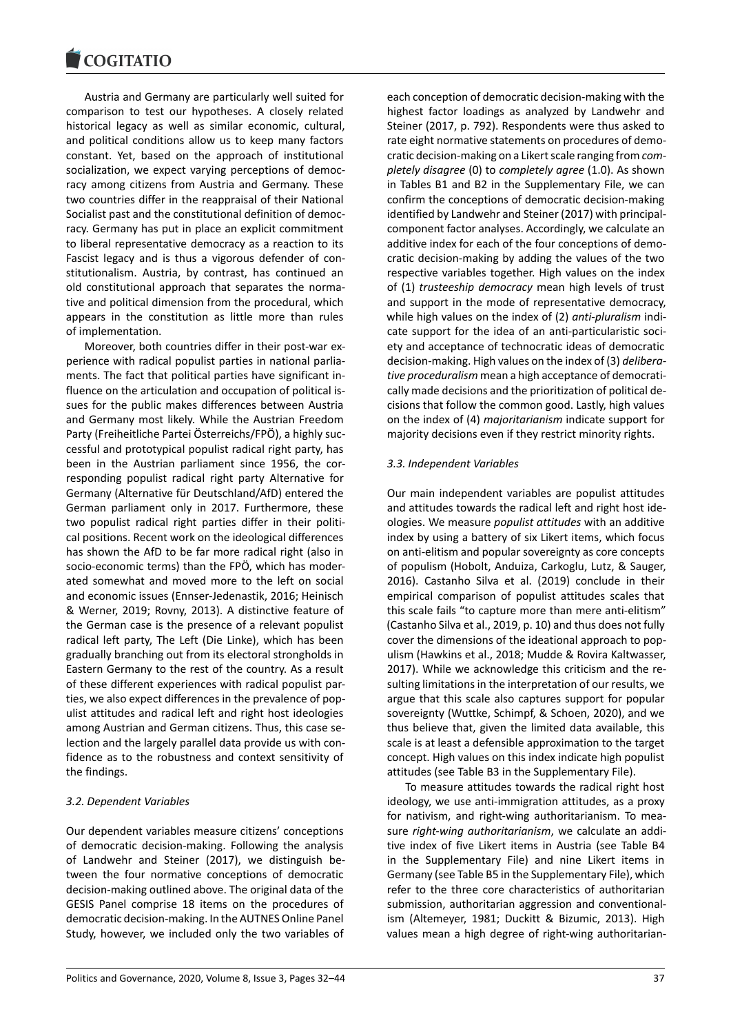Austria and Germany are particularly well suited for comparison to test our hypotheses. A closely related historical legacy as well as similar economic, cultural, and political conditions allow us to keep many factors constant. Yet, based on the approach of institutional socialization, we expect varying perceptions of democracy among citizens from Austria and Germany. These two countries differ in the reappraisal of their National Socialist past and the constitutional definition of democracy. Germany has put in place an explicit commitment to liberal representative democracy as a reaction to its Fascist legacy and is thus a vigorous defender of constitutionalism. Austria, by contrast, has continued an old constitutional approach that separates the normative and political dimension from the procedural, which appears in the constitution as little more than rules of implementation.

Moreover, both countries differ in their post-war experience with radical populist parties in national parliaments. The fact that political parties have significant influence on the articulation and occupation of political issues for the public makes differences between Austria and Germany most likely. While the Austrian Freedom Party (Freiheitliche Partei Österreichs/FPÖ), a highly successful and prototypical populist radical right party, has been in the Austrian parliament since 1956, the corresponding populist radical right party Alternative for Germany (Alternative für Deutschland/AfD) entered the German parliament only in 2017. Furthermore, these two populist radical right parties differ in their political positions. Recent work on the ideological differences has shown the AfD to be far more radical right (also in socio-economic terms) than the FPÖ, which has moderated somewhat and moved more to the left on social and economic issues (Ennser-Jedenastik, 2016; Heinisch & Werner, 2019; Rovny, 2013). A distinctive feature of the German case is the presence of a relevant populist radical left party, The Left (Die Linke), which has been gradually branching out from its electoral strongholds in Eastern Germany to the rest of the country. As a result of these different experiences with radical populist parties, we also expect differences in the prevalence of populist attitudes and radical left and right host ideologies among Austrian and German citizens. Thus, this case selection and the largely parallel data provide us with confidence as to the robustness and context sensitivity of the findings.

### 3.2. Dependent Variables

Our dependent variables measure citizens' conceptions of democratic decision-making. Following the analysis of Landwehr and Steiner (2017), we distinguish between the four normative conceptions of democratic decision-making outlined above. The original data of the GESIS Panel comprise 18 items on the procedures of democratic decision-making. In the AUTNES Online Panel Study, however, we included only the two variables of each conception of democratic decision-making with the highest factor loadings as analyzed by Landwehr and Steiner (2017, p. 792). Respondents were thus asked to rate eight normative statements on procedures of democratic decision-making on a Likert scale ranging from *completely disagree* (0) to *completely agree* (1.0). As shown in Tables B1 and B2 in the Supplementary File, we can confirm the conceptions of democratic decision-making identified by Landwehr and Steiner (2017) with principal-component factor analyses. Accordingly, we calculate an additive index for each of the four conceptions of democratic decision-making by adding the values of the two respective variables together. High values on the index of (1) *trusteeship democracy* mean high levels of trust and support in the mode of representative democracy, while high values on the index of (2) *anti-pluralism* indicate support for the idea of an anti-particularistic society and acceptance of technocratic ideas of democratic decision-making. High values on the index of (3) *deliberative proceduralism* mean a high acceptance of democratically made decisions and the prioritization of political decisions that follow the common good. Lastly, high values on the index of (4) *majoritarianism* indicate support for majority decisions even if they restrict minority rights.

### 3.3. Independent Variables

Our main independent variables are populist attitudes and attitudes towards the radical left and right host ideologies. We measure *populist attitudes* with an additive index by using a battery of six Likert items, which focus on anti-elitism and popular sovereignty as core concepts of populism (Hobolt, Anduiza, Carkoglu, Lutz, & Sauger, 2016). Castanho Silva et al. (2019) conclude in their empirical comparison of populist attitudes scales that this scale fails "to capture more than mere anti-elitism" (Castanho Silva et al., 2019, p. 10) and thus does not fully cover the dimensions of the ideational approach to populism (Hawkins et al., 2018; Mudde & Rovira Kaltwasser, 2017). While we acknowledge this criticism and the resulting limitations in the interpretation of our results, we argue that this scale also captures support for popular sovereignty (Wuttke, Schimpf, & Schoen, 2020), and we thus believe that, given the limited data available, this scale is at least a defensible approximation to the target concept. High values on this index indicate high populist attitudes (see Table B3 in the Supplementary File).

To measure attitudes towards the radical right host ideology, we use anti-immigration attitudes, as a proxy for nativism, and right-wing authoritarianism. To measure *right-wing authoritarianism*, we calculate an additive index of five Likert items in Austria (see Table B4 in the Supplementary File) and nine Likert items in Germany (see Table B5 in the Supplementary File), which refer to the three core characteristics of authoritarian submission, authoritarian aggression and conventionalism (Altemeyer, 1981; Duckitt & Bizumic, 2013). High values mean a high degree of right-wing authoritarian-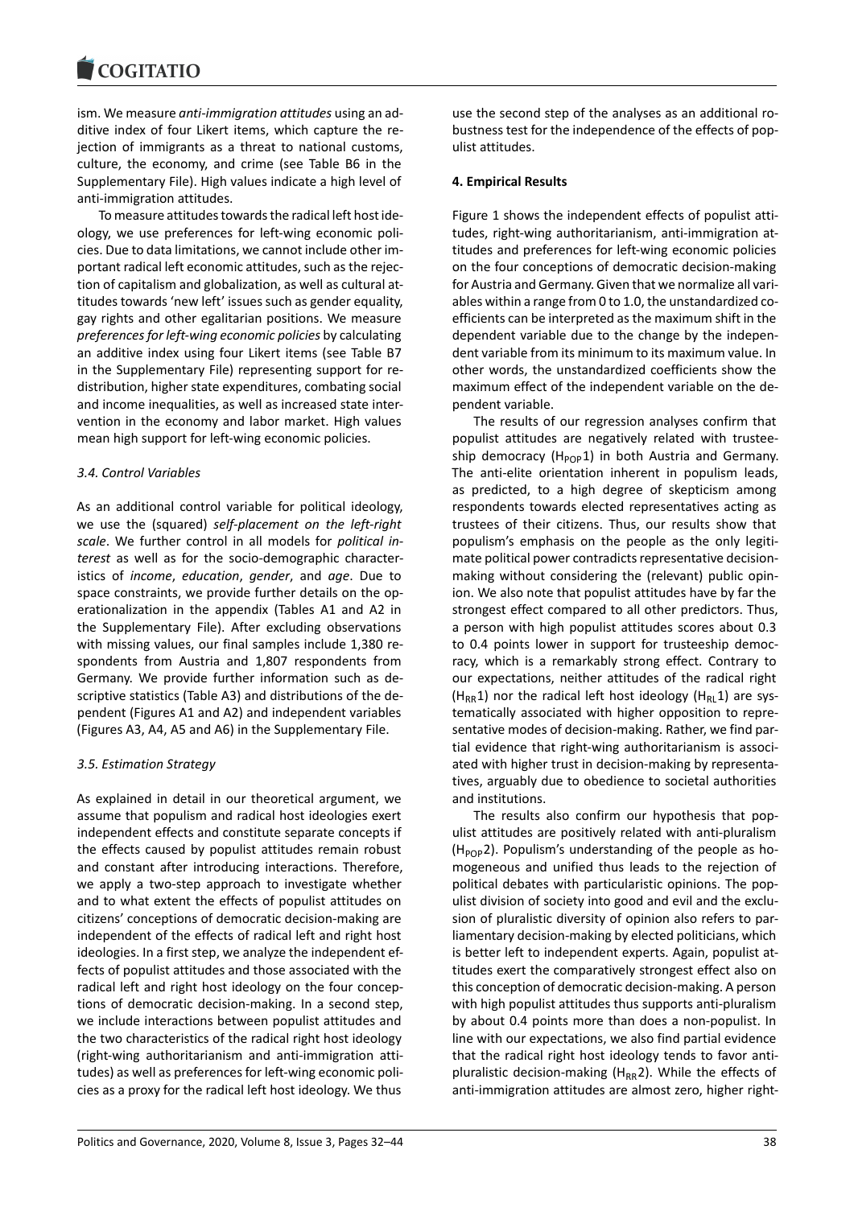ism. We measure *anti-immigration attitudes* using an additive index of four Likert items, which capture the rejection of immigrants as a threat to national customs, culture, the economy, and crime (see Table B6 in the Supplementary File). High values indicate a high level of anti-immigration attitudes.

To measure attitudes towards the radical left host ideology, we use preferences for left-wing economic policies. Due to data limitations, we cannot include other important radical left economic attitudes, such as the rejection of capitalism and globalization, as well as cultural attitudes towards 'new left' issues such as gender equality, gay rights and other egalitarian positions. We measure *preferences for left-wing economic policies* by calculating an additive index using four Likert items (see Table B7 in the Supplementary File) representing support for redistribution, higher state expenditures, combating social and income inequalities, as well as increased state intervention in the economy and labor market. High values mean high support for left-wing economic policies.

### 3.4. Control Variables

As an additional control variable for political ideology, we use the (squared) *self-placement on the left-right scale*. We further control in all models for *political interest* as well as for the socio-demographic characteristics of *income*, *education*, *gender*, and *age*. Due to space constraints, we provide further details on the operationalization in the appendix (Tables A1 and A2 in the Supplementary File). After excluding observations with missing values, our final samples include 1,380 respondents from Austria and 1,807 respondents from Germany. We provide further information such as descriptive statistics (Table A3) and distributions of the dependent (Figures A1 and A2) and independent variables (Figures A3, A4, A5 and A6) in the Supplementary File.

### 3.5. Estimation Strategy

As explained in detail in our theoretical argument, we assume that populism and radical host ideologies exert independent effects and constitute separate concepts if the effects caused by populist attitudes remain robust and constant after introducing interactions. Therefore, we apply a two-step approach to investigate whether and to what extent the effects of populist attitudes on citizens' conceptions of democratic decision-making are independent of the effects of radical left and right host ideologies. In a first step, we analyze the independent effects of populist attitudes and those associated with the radical left and right host ideology on the four conceptions of democratic decision-making. In a second step, we include interactions between populist attitudes and the two characteristics of the radical right host ideology (right-wing authoritarianism and anti-immigration attitudes) as well as preferences for left-wing economic policies as a proxy for the radical left host ideology. We thus use the second step of the analyses as an additional robustness test for the independence of the effects of populist attitudes.

## 4. Empirical Results

Figure 1 shows the independent effects of populist attitudes, right-wing authoritarianism, anti-immigration attitudes and preferences for left-wing economic policies on the four conceptions of democratic decision-making for Austria and Germany. Given that we normalize all variables within a range from 0 to 1.0, the unstandardized coefficients can be interpreted as the maximum shift in the dependent variable due to the change by the independent variable from its minimum to its maximum value. In other words, the unstandardized coefficients show the maximum effect of the independent variable on the dependent variable.

The results of our regression analyses confirm that populist attitudes are negatively related with trusteeship democracy ($H_{POP}1$) in both Austria and Germany. The anti-elite orientation inherent in populism leads, as predicted, to a high degree of skepticism among respondents towards elected representatives acting as trustees of their citizens. Thus, our results show that populism's emphasis on the people as the only legitimate political power contradicts representative decision-making without considering the (relevant) public opinion. We also note that populist attitudes have by far the strongest effect compared to all other predictors. Thus, a person with high populist attitudes scores about 0.3 to 0.4 points lower in support for trusteeship democracy, which is a remarkably strong effect. Contrary to our expectations, neither attitudes of the radical right ($H_{RR}1$) nor the radical left host ideology ($H_{RL}1$) are systematically associated with higher opposition to representative modes of decision-making. Rather, we find partial evidence that right-wing authoritarianism is associated with higher trust in decision-making by representatives, arguably due to obedience to societal authorities and institutions.

The results also confirm our hypothesis that populist attitudes are positively related with anti-pluralism ($H_{POP}2$). Populism's understanding of the people as homogeneous and unified thus leads to the rejection of political debates with particularistic opinions. The populist division of society into good and evil and the exclusion of pluralistic diversity of opinion also refers to parliamentary decision-making by elected politicians, which is better left to independent experts. Again, populist attitudes exert the comparatively strongest effect also on this conception of democratic decision-making. A person with high populist attitudes thus supports anti-pluralism by about 0.4 points more than does a non-populist. In line with our expectations, we also find partial evidence that the radical right host ideology tends to favor anti-pluralistic decision-making ($H_{RR}2$). While the effects of anti-immigration attitudes are almost zero, higher right-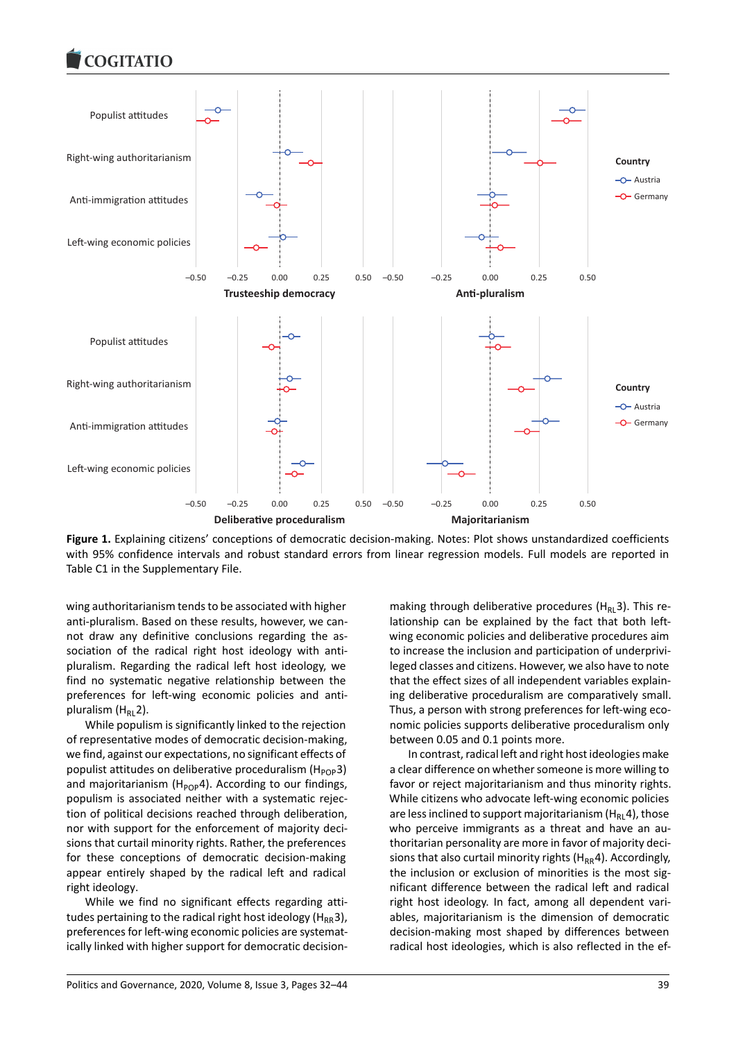**Figure 1.** Explaining citizens' conceptions of democratic decision-making. Notes: Plot shows unstandardized coefficients with 95% confidence intervals and robust standard errors from linear regression models. Full models are reported in Table C1 in the Supplementary File.

wing authoritarianism tends to be associated with higher anti-pluralism. Based on these results, however, we cannot draw any definitive conclusions regarding the association of the radical right host ideology with anti-pluralism. Regarding the radical left host ideology, we find no systematic negative relationship between the preferences for left-wing economic policies and anti-pluralism ($H_{RL}2$).

While populism is significantly linked to the rejection of representative modes of democratic decision-making, we find, against our expectations, no significant effects of populist attitudes on deliberative proceduralism ($H_{POP}3$) and majoritarianism ($H_{POP}4$). According to our findings, populism is associated neither with a systematic rejection of political decisions reached through deliberation, nor with support for the enforcement of majority decisions that curtail minority rights. Rather, the preferences for these conceptions of democratic decision-making appear entirely shaped by the radical left and radical right ideology.

While we find no significant effects regarding attitudes pertaining to the radical right host ideology ($H_{RR}3$), preferences for left-wing economic policies are systematically linked with higher support for democratic decision-making through deliberative procedures ($H_{RL}3$). This relationship can be explained by the fact that both left-wing economic policies and deliberative procedures aim to increase the inclusion and participation of underprivileged classes and citizens. However, we also have to note that the effect sizes of all independent variables explaining deliberative proceduralism are comparatively small. Thus, a person with strong preferences for left-wing economic policies supports deliberative proceduralism only between 0.05 and 0.1 points more.

In contrast, radical left and right host ideologies make a clear difference on whether someone is more willing to favor or reject majoritarianism and thus minority rights. While citizens who advocate left-wing economic policies are less inclined to support majoritarianism ($H_{RL}4$), those who perceive immigrants as a threat and have an authoritarian personality are more in favor of majority decisions that also curtail minority rights ($H_{RR}4$). Accordingly, the inclusion or exclusion of minorities is the most significant difference between the radical left and radical right host ideology. In fact, among all dependent variables, majoritarianism is the dimension of democratic decision-making most shaped by differences between radical host ideologies, which is also reflected in the ef-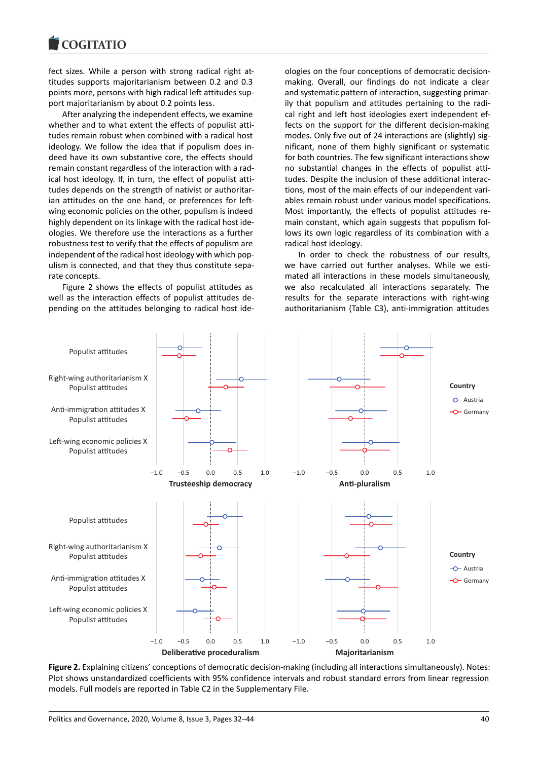fect sizes. While a person with strong radical right attitudes supports majoritarianism between 0.2 and 0.3 points more, persons with high radical left attitudes support majoritarianism by about 0.2 points less.

After analyzing the independent effects, we examine whether and to what extent the effects of populist attitudes remain robust when combined with a radical host ideology. We follow the idea that if populism does indeed have its own substantive core, the effects should remain constant regardless of the interaction with a radical host ideology. If, in turn, the effect of populist attitudes depends on the strength of nativist or authoritarian attitudes on the one hand, or preferences for left-wing economic policies on the other, populism is indeed highly dependent on its linkage with the radical host ideologies. We therefore use the interactions as a further robustness test to verify that the effects of populism are independent of the radical host ideology with which populism is connected, and that they thus constitute separate concepts.

Figure 2 shows the effects of populist attitudes as well as the interaction effects of populist attitudes depending on the attitudes belonging to radical host ideologies on the four conceptions of democratic decision-making. Overall, our findings do not indicate a clear and systematic pattern of interaction, suggesting primarily that populism and attitudes pertaining to the radical right and left host ideologies exert independent effects on the support for the different decision-making modes. Only five out of 24 interactions are (slightly) significant, none of them highly significant or systematic for both countries. The few significant interactions show no substantial changes in the effects of populist attitudes. Despite the inclusion of these additional interactions, most of the main effects of our independent variables remain robust under various model specifications. Most importantly, the effects of populist attitudes remain constant, which again suggests that populism follows its own logic regardless of its combination with a radical host ideology.

In order to check the robustness of our results, we have carried out further analyses. While we estimated all interactions in these models simultaneously, we also recalculated all interactions separately. The results for the separate interactions with right-wing authoritarianism (Table C3), anti-immigration attitudes

**Figure 2.** Explaining citizens' conceptions of democratic decision-making (including all interactions simultaneously). Notes: Plot shows unstandardized coefficients with 95% confidence intervals and robust standard errors from linear regression models. Full models are reported in Table C2 in the Supplementary File.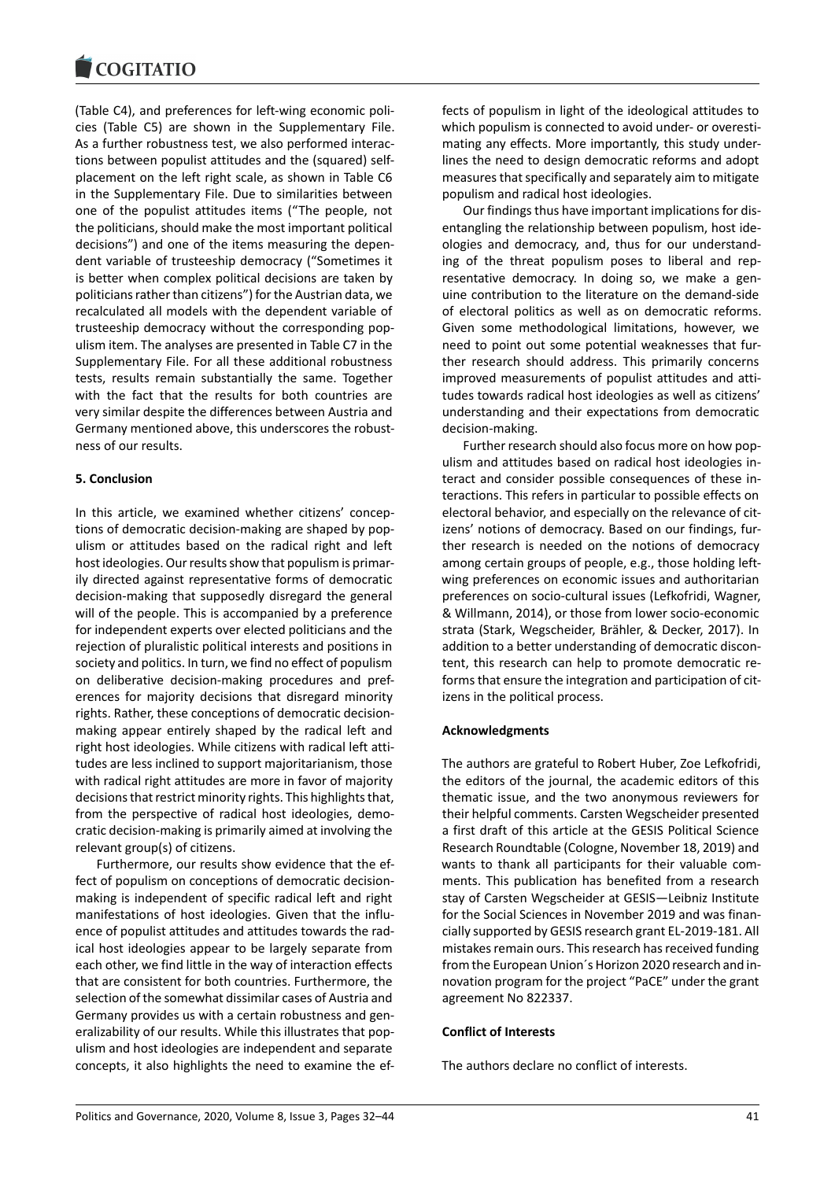(Table C4), and preferences for left-wing economic policies (Table C5) are shown in the Supplementary File. As a further robustness test, we also performed interactions between populist attitudes and the (squared) self-placement on the left right scale, as shown in Table C6 in the Supplementary File. Due to similarities between one of the populist attitudes items ("The people, not the politicians, should make the most important political decisions") and one of the items measuring the dependent variable of trusteeship democracy ("Sometimes it is better when complex political decisions are taken by politicians rather than citizens") for the Austrian data, we recalculated all models with the dependent variable of trusteeship democracy without the corresponding populism item. The analyses are presented in Table C7 in the Supplementary File. For all these additional robustness tests, results remain substantially the same. Together with the fact that the results for both countries are very similar despite the differences between Austria and Germany mentioned above, this underscores the robustness of our results.

## 5. Conclusion

In this article, we examined whether citizens' conceptions of democratic decision-making are shaped by populism or attitudes based on the radical right and left host ideologies. Our results show that populism is primarily directed against representative forms of democratic decision-making that supposedly disregard the general will of the people. This is accompanied by a preference for independent experts over elected politicians and the rejection of pluralistic political interests and positions in society and politics. In turn, we find no effect of populism on deliberative decision-making procedures and preferences for majority decisions that disregard minority rights. Rather, these conceptions of democratic decision-making appear entirely shaped by the radical left and right host ideologies. While citizens with radical left attitudes are less inclined to support majoritarianism, those with radical right attitudes are more in favor of majority decisions that restrict minority rights. This highlights that, from the perspective of radical host ideologies, democratic decision-making is primarily aimed at involving the relevant group(s) of citizens.

Furthermore, our results show evidence that the effect of populism on conceptions of democratic decision-making is independent of specific radical left and right manifestations of host ideologies. Given that the influence of populist attitudes and attitudes towards the radical host ideologies appear to be largely separate from each other, we find little in the way of interaction effects that are consistent for both countries. Furthermore, the selection of the somewhat dissimilar cases of Austria and Germany provides us with a certain robustness and generalizability of our results. While this illustrates that populism and host ideologies are independent and separate concepts, it also highlights the need to examine the effects of populism in light of the ideological attitudes to which populism is connected to avoid under- or overestimating any effects. More importantly, this study underlines the need to design democratic reforms and adopt measures that specifically and separately aim to mitigate populism and radical host ideologies.

Our findings thus have important implications for disentangling the relationship between populism, host ideologies and democracy, and, thus for our understanding of the threat populism poses to liberal and representative democracy. In doing so, we make a genuine contribution to the literature on the demand-side of electoral politics as well as on democratic reforms. Given some methodological limitations, however, we need to point out some potential weaknesses that further research should address. This primarily concerns improved measurements of populist attitudes and attitudes towards radical host ideologies as well as citizens' understanding and their expectations from democratic decision-making.

Further research should also focus more on how populism and attitudes based on radical host ideologies interact and consider possible consequences of these interactions. This refers in particular to possible effects on electoral behavior, and especially on the relevance of citizens' notions of democracy. Based on our findings, further research is needed on the notions of democracy among certain groups of people, e.g., those holding left-wing preferences on economic issues and authoritarian preferences on socio-cultural issues (Lefkofridi, Wagner, & Willmann, 2014), or those from lower socio-economic strata (Stark, Wegscheider, Brähler, & Decker, 2017). In addition to a better understanding of democratic discontent, this research can help to promote democratic reforms that ensure the integration and participation of citizens in the political process.

### Acknowledgments

The authors are grateful to Robert Huber, Zoe Lefkofridi, the editors of the journal, the academic editors of this thematic issue, and the two anonymous reviewers for their helpful comments. Carsten Wegscheider presented a first draft of this article at the GESIS Political Science Research Roundtable (Cologne, November 18, 2019) and wants to thank all participants for their valuable comments. This publication has benefited from a research stay of Carsten Wegscheider at GESIS—Leibniz Institute for the Social Sciences in November 2019 and was financially supported by GESIS research grant EL-2019-181. All mistakes remain ours. This research has received funding from the European Union´s Horizon 2020 research and innovation program for the project "PaCE" under the grant agreement No 822337.

### Conflict of Interests

The authors declare no conflict of interests.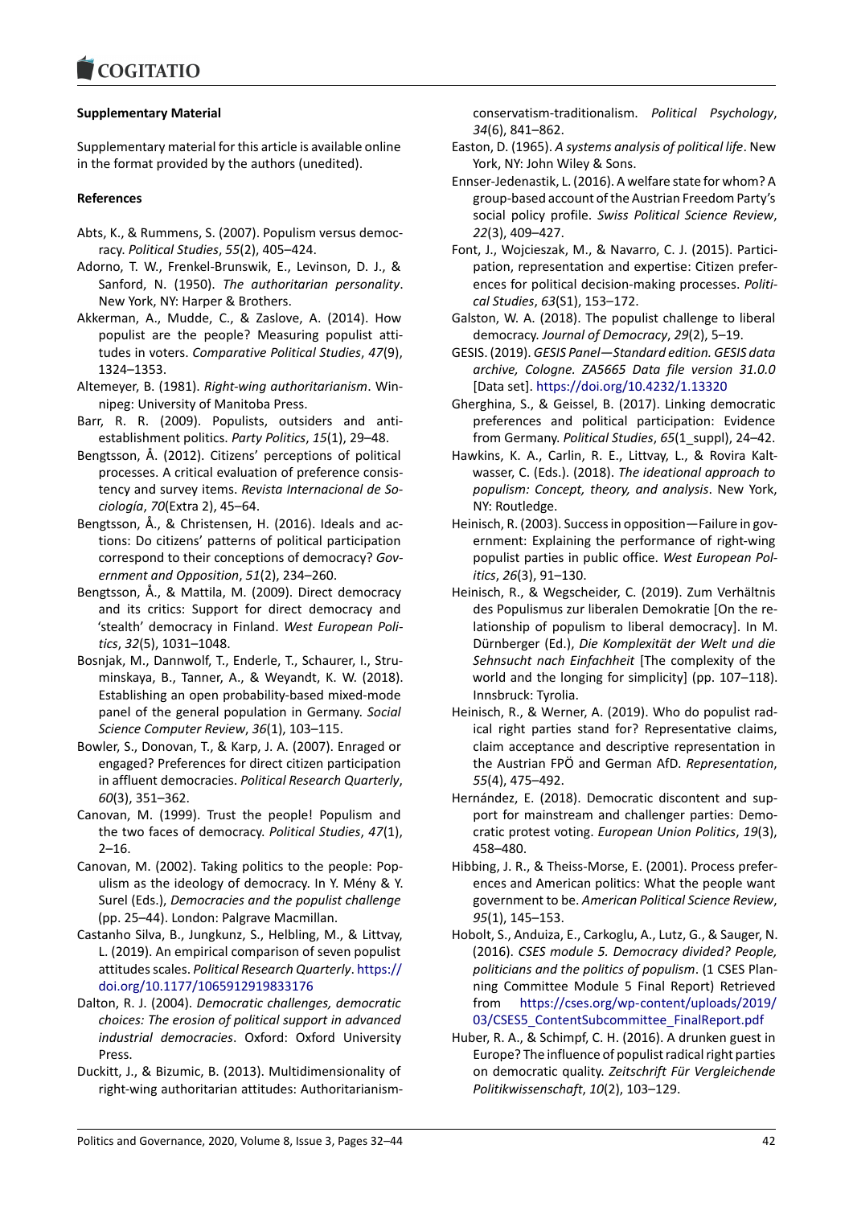**Supplementary Material**

Supplementary material for this article is available online in the format provided by the authors (unedited).

**References**

Abts, K., & Rummens, S. (2007). Populism versus democracy. *Political Studies*, *55*(2), 405–424.

Adorno, T. W., Frenkel-Brunswik, E., Levinson, D. J., & Sanford, N. (1950). *The authoritarian personality*. New York, NY: Harper & Brothers.

Akkerman, A., Mudde, C., & Zaslove, A. (2014). How populist are the people? Measuring populist attitudes in voters. *Comparative Political Studies*, *47*(9), 1324–1353.

Altemeyer, B. (1981). *Right-wing authoritarianism*. Winnipeg: University of Manitoba Press.

Barr, R. R. (2009). Populists, outsiders and anti-establishment politics. *Party Politics*, *15*(1), 29–48.

Bengtsson, Å. (2012). Citizens' perceptions of political processes. A critical evaluation of preference consistency and survey items. *Revista Internacional de Sociología*, *70*(Extra 2), 45–64.

Bengtsson, Å., & Christensen, H. (2016). Ideals and actions: Do citizens' patterns of political participation correspond to their conceptions of democracy? *Government and Opposition*, *51*(2), 234–260.

Bengtsson, Å., & Mattila, M. (2009). Direct democracy and its critics: Support for direct democracy and 'stealth' democracy in Finland. *West European Politics*, *32*(5), 1031–1048.

Bosnjak, M., Dannwolf, T., Enderle, T., Schaurer, I., Struminskaya, B., Tanner, A., & Weyandt, K. W. (2018). Establishing an open probability-based mixed-mode panel of the general population in Germany. *Social Science Computer Review*, *36*(1), 103–115.

Bowler, S., Donovan, T., & Karp, J. A. (2007). Enraged or engaged? Preferences for direct citizen participation in affluent democracies. *Political Research Quarterly*, *60*(3), 351–362.

Canovan, M. (1999). Trust the people! Populism and the two faces of democracy. *Political Studies*, *47*(1), 2–16.

Canovan, M. (2002). Taking politics to the people: Populism as the ideology of democracy. In Y. Mény & Y. Surel (Eds.), *Democracies and the populist challenge* (pp. 25–44). London: Palgrave Macmillan.

Castanho Silva, B., Jungkunz, S., Helbling, M., & Littvay, L. (2019). An empirical comparison of seven populist attitudes scales. *Political Research Quarterly*. https://doi.org/10.1177/1065912919833176

Dalton, R. J. (2004). *Democratic challenges, democratic choices: The erosion of political support in advanced industrial democracies*. Oxford: Oxford University Press.

Duckitt, J., & Bizumic, B. (2013). Multidimensionality of right-wing authoritarian attitudes: Authoritarianism-conservatism-traditionalism. *Political Psychology*, *34*(6), 841–862.

Easton, D. (1965). *A systems analysis of political life*. New York, NY: John Wiley & Sons.

Ennser-Jedenastik, L. (2016). A welfare state for whom? A group-based account of the Austrian Freedom Party's social policy profile. *Swiss Political Science Review*, *22*(3), 409–427.

Font, J., Wojcieszak, M., & Navarro, C. J. (2015). Participation, representation and expertise: Citizen preferences for political decision-making processes. *Political Studies*, *63*(S1), 153–172.

Galston, W. A. (2018). The populist challenge to liberal democracy. *Journal of Democracy*, *29*(2), 5–19.

GESIS. (2019). *GESIS Panel—Standard edition. GESIS data archive, Cologne. ZA5665 Data file version 31.0.0* [Data set]. https://doi.org/10.4232/1.13320

Gherghina, S., & Geissel, B. (2017). Linking democratic preferences and political participation: Evidence from Germany. *Political Studies*, *65*(1_suppl), 24–42.

Hawkins, K. A., Carlin, R. E., Littvay, L., & Rovira Kaltwasser, C. (Eds.). (2018). *The ideational approach to populism: Concept, theory, and analysis*. New York, NY: Routledge.

Heinisch, R. (2003). Success in opposition—Failure in government: Explaining the performance of right-wing populist parties in public office. *West European Politics*, *26*(3), 91–130.

Heinisch, R., & Wegscheider, C. (2019). Zum Verhältnis des Populismus zur liberalen Demokratie [On the relationship of populism to liberal democracy]. In M. Dürnberger (Ed.), *Die Komplexität der Welt und die Sehnsucht nach Einfachheit* [The complexity of the world and the longing for simplicity] (pp. 107–118). Innsbruck: Tyrolia.

Heinisch, R., & Werner, A. (2019). Who do populist radical right parties stand for? Representative claims, claim acceptance and descriptive representation in the Austrian FPÖ and German AfD. *Representation*, *55*(4), 475–492.

Hernández, E. (2018). Democratic discontent and support for mainstream and challenger parties: Democratic protest voting. *European Union Politics*, *19*(3), 458–480.

Hibbing, J. R., & Theiss-Morse, E. (2001). Process preferences and American politics: What the people want government to be. *American Political Science Review*, *95*(1), 145–153.

Hobolt, S., Anduiza, E., Carkoglu, A., Lutz, G., & Sauger, N. (2016). *CSES module 5. Democracy divided? People, politicians and the politics of populism*. (1 CSES Planning Committee Module 5 Final Report) Retrieved from https://cses.org/wp-content/uploads/2019/03/CSES5_ContentSubcommittee_FinalReport.pdf

Huber, R. A., & Schimpf, C. H. (2016). A drunken guest in Europe? The influence of populist radical right parties on democratic quality. *Zeitschrift Für Vergleichende Politikwissenschaft*, *10*(2), 103–129.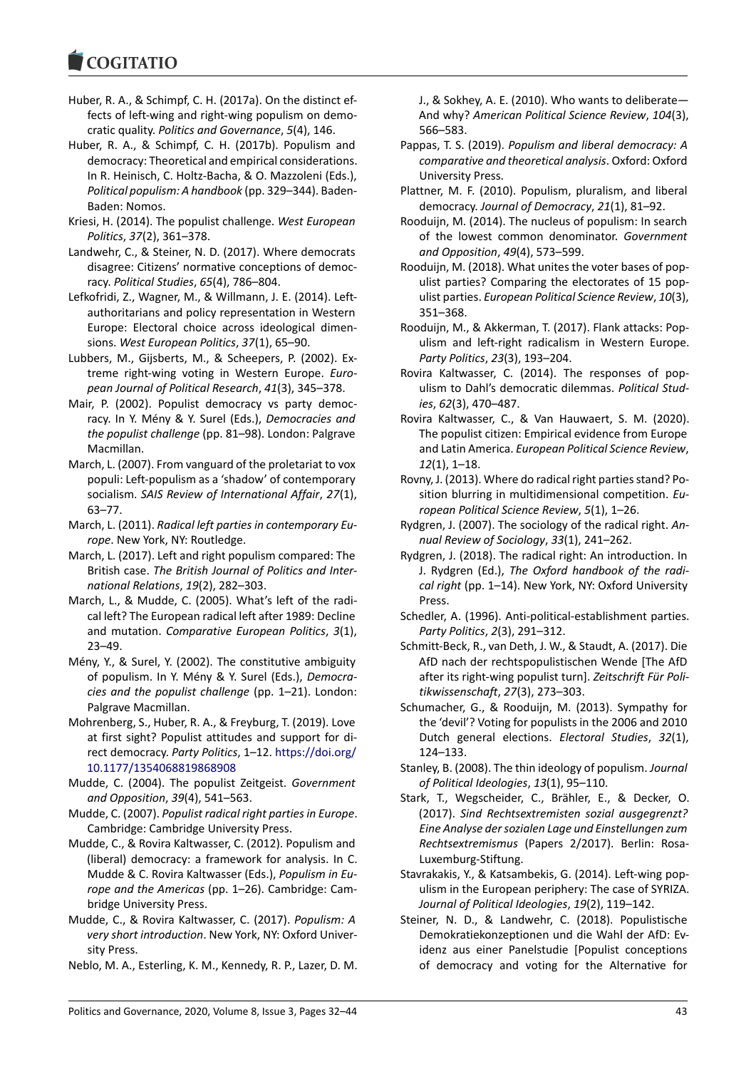Huber, R. A., & Schimpf, C. H. (2017a). On the distinct effects of left-wing and right-wing populism on democratic quality. *Politics and Governance*, *5*(4), 146.

Huber, R. A., & Schimpf, C. H. (2017b). Populism and democracy: Theoretical and empirical considerations. In R. Heinisch, C. Holtz-Bacha, & O. Mazzoleni (Eds.), *Political populism: A handbook* (pp. 329–344). Baden-Baden: Nomos.

Kriesi, H. (2014). The populist challenge. *West European Politics*, *37*(2), 361–378.

Landwehr, C., & Steiner, N. D. (2017). Where democrats disagree: Citizens' normative conceptions of democracy. *Political Studies*, *65*(4), 786–804.

Lefkofridi, Z., Wagner, M., & Willmann, J. E. (2014). Left-authoritarians and policy representation in Western Europe: Electoral choice across ideological dimensions. *West European Politics*, *37*(1), 65–90.

Lubbers, M., Gijsberts, M., & Scheepers, P. (2002). Extreme right-wing voting in Western Europe. *European Journal of Political Research*, *41*(3), 345–378.

Mair, P. (2002). Populist democracy vs party democracy. In Y. Mény & Y. Surel (Eds.), *Democracies and the populist challenge* (pp. 81–98). London: Palgrave Macmillan.

March, L. (2007). From vanguard of the proletariat to vox populi: Left-populism as a 'shadow' of contemporary socialism. *SAIS Review of International Affair*, *27*(1), 63–77.

March, L. (2011). *Radical left parties in contemporary Europe*. New York, NY: Routledge.

March, L. (2017). Left and right populism compared: The British case. *The British Journal of Politics and International Relations*, *19*(2), 282–303.

March, L., & Mudde, C. (2005). What's left of the radical left? The European radical left after 1989: Decline and mutation. *Comparative European Politics*, *3*(1), 23–49.

Mény, Y., & Surel, Y. (2002). The constitutive ambiguity of populism. In Y. Mény & Y. Surel (Eds.), *Democracies and the populist challenge* (pp. 1–21). London: Palgrave Macmillan.

Mohrenberg, S., Huber, R. A., & Freyburg, T. (2019). Love at first sight? Populist attitudes and support for direct democracy. *Party Politics*, 1–12. https://doi.org/10.1177/1354068819868908

Mudde, C. (2004). The populist Zeitgeist. *Government and Opposition*, *39*(4), 541–563.

Mudde, C. (2007). *Populist radical right parties in Europe*. Cambridge: Cambridge University Press.

Mudde, C., & Rovira Kaltwasser, C. (2012). Populism and (liberal) democracy: a framework for analysis. In C. Mudde & C. Rovira Kaltwasser (Eds.), *Populism in Europe and the Americas* (pp. 1–26). Cambridge: Cambridge University Press.

Mudde, C., & Rovira Kaltwasser, C. (2017). *Populism: A very short introduction*. New York, NY: Oxford University Press.

Neblo, M. A., Esterling, K. M., Kennedy, R. P., Lazer, D. M. J., & Sokhey, A. E. (2010). Who wants to deliberate—And why? *American Political Science Review*, *104*(3), 566–583.

Pappas, T. S. (2019). *Populism and liberal democracy: A comparative and theoretical analysis*. Oxford: Oxford University Press.

Plattner, M. F. (2010). Populism, pluralism, and liberal democracy. *Journal of Democracy*, *21*(1), 81–92.

Rooduijn, M. (2014). The nucleus of populism: In search of the lowest common denominator. *Government and Opposition*, *49*(4), 573–599.

Rooduijn, M. (2018). What unites the voter bases of populist parties? Comparing the electorates of 15 populist parties. *European Political Science Review*, *10*(3), 351–368.

Rooduijn, M., & Akkerman, T. (2017). Flank attacks: Populism and left-right radicalism in Western Europe. *Party Politics*, *23*(3), 193–204.

Rovira Kaltwasser, C. (2014). The responses of populism to Dahl's democratic dilemmas. *Political Studies*, *62*(3), 470–487.

Rovira Kaltwasser, C., & Van Hauwaert, S. M. (2020). The populist citizen: Empirical evidence from Europe and Latin America. *European Political Science Review*, *12*(1), 1–18.

Rovny, J. (2013). Where do radical right parties stand? Position blurring in multidimensional competition. *European Political Science Review*, *5*(1), 1–26.

Rydgren, J. (2007). The sociology of the radical right. *Annual Review of Sociology*, *33*(1), 241–262.

Rydgren, J. (2018). The radical right: An introduction. In J. Rydgren (Ed.), *The Oxford handbook of the radical right* (pp. 1–14). New York, NY: Oxford University Press.

Schedler, A. (1996). Anti-political-establishment parties. *Party Politics*, *2*(3), 291–312.

Schmitt-Beck, R., van Deth, J. W., & Staudt, A. (2017). Die AfD nach der rechtspopulistischen Wende [The AfD after its right-wing populist turn]. *Zeitschrift Für Politikwissenschaft*, *27*(3), 273–303.

Schumacher, G., & Rooduijn, M. (2013). Sympathy for the 'devil'? Voting for populists in the 2006 and 2010 Dutch general elections. *Electoral Studies*, *32*(1), 124–133.

Stanley, B. (2008). The thin ideology of populism. *Journal of Political Ideologies*, *13*(1), 95–110.

Stark, T., Wegscheider, C., Brähler, E., & Decker, O. (2017). *Sind Rechtsextremisten sozial ausgegrenzt? Eine Analyse der sozialen Lage und Einstellungen zum Rechtsextremismus* (Papers 2/2017). Berlin: Rosa-Luxemburg-Stiftung.

Stavrakakis, Y., & Katsambekis, G. (2014). Left-wing populism in the European periphery: The case of SYRIZA. *Journal of Political Ideologies*, *19*(2), 119–142.

Steiner, N. D., & Landwehr, C. (2018). Populistische Demokratiekonzeptionen und die Wahl der AfD: Evidenz aus einer Panelstudie [Populist conceptions of democracy and voting for the Alternative for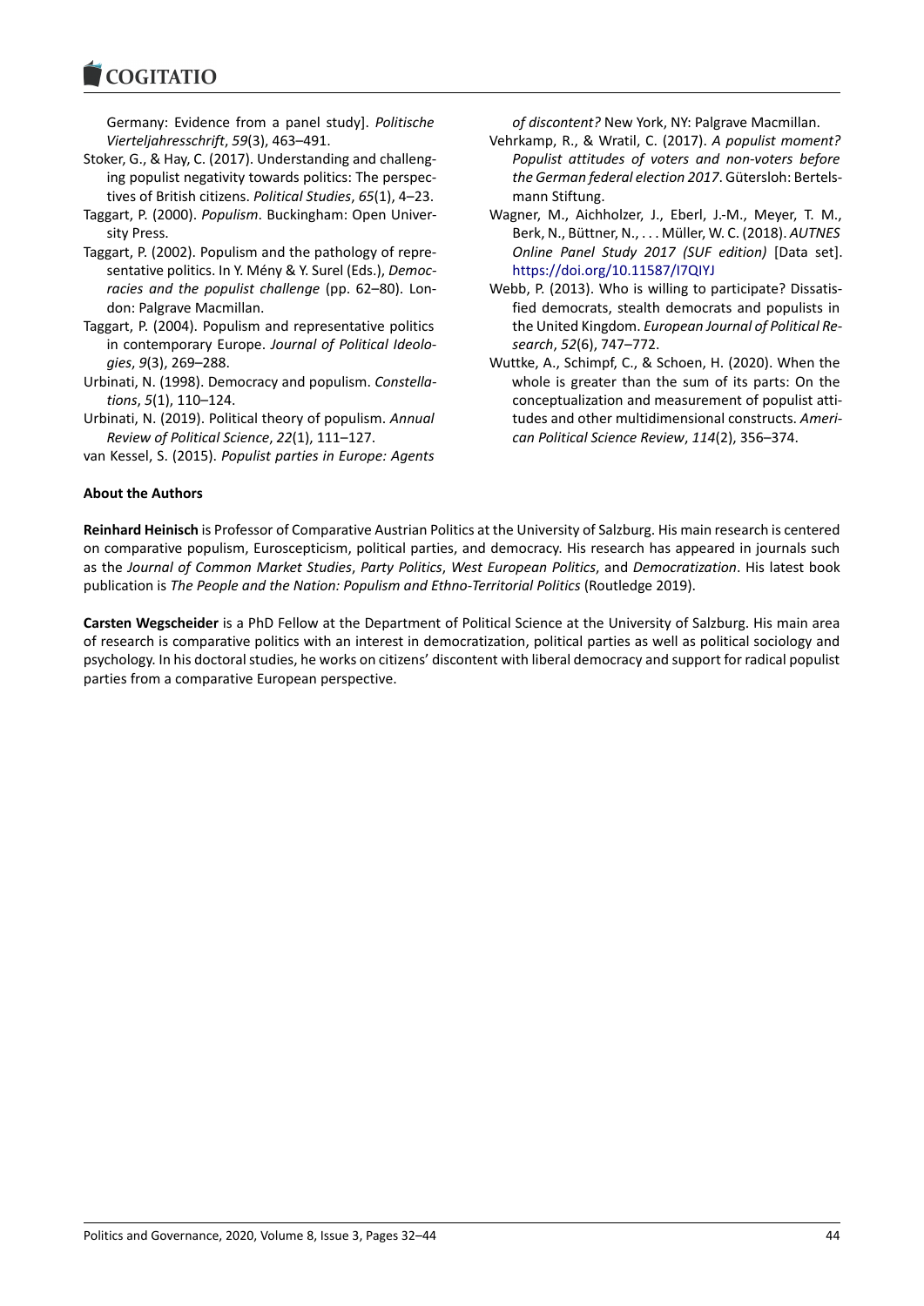Germany: Evidence from a panel study]. *Politische Vierteljahresschrift*, *59*(3), 463–491.

Stoker, G., & Hay, C. (2017). Understanding and challenging populist negativity towards politics: The perspectives of British citizens. *Political Studies*, *65*(1), 4–23.

Taggart, P. (2000). *Populism*. Buckingham: Open University Press.

Taggart, P. (2002). Populism and the pathology of representative politics. In Y. Mény & Y. Surel (Eds.), *Democracies and the populist challenge* (pp. 62–80). London: Palgrave Macmillan.

Taggart, P. (2004). Populism and representative politics in contemporary Europe. *Journal of Political Ideologies*, *9*(3), 269–288.

Urbinati, N. (1998). Democracy and populism. *Constellations*, *5*(1), 110–124.

Urbinati, N. (2019). Political theory of populism. *Annual Review of Political Science*, *22*(1), 111–127.

van Kessel, S. (2015). *Populist parties in Europe: Agents of discontent?* New York, NY: Palgrave Macmillan.

Vehrkamp, R., & Wratil, C. (2017). *A populist moment? Populist attitudes of voters and non-voters before the German federal election 2017*. Gütersloh: Bertelsmann Stiftung.

Wagner, M., Aichholzer, J., Eberl, J.-M., Meyer, T. M., Berk, N., Büttner, N., . . . Müller, W. C. (2018). *AUTNES Online Panel Study 2017 (SUF edition)* [Data set]. https://doi.org/10.11587/I7QIYJ

Webb, P. (2013). Who is willing to participate? Dissatisfied democrats, stealth democrats and populists in the United Kingdom. *European Journal of Political Research*, *52*(6), 747–772.

Wuttke, A., Schimpf, C., & Schoen, H. (2020). When the whole is greater than the sum of its parts: On the conceptualization and measurement of populist attitudes and other multidimensional constructs. *American Political Science Review*, *114*(2), 356–374.

## About the Authors

**Reinhard Heinisch** is Professor of Comparative Austrian Politics at the University of Salzburg. His main research is centered on comparative populism, Euroscepticism, political parties, and democracy. His research has appeared in journals such as the *Journal of Common Market Studies*, *Party Politics*, *West European Politics*, and *Democratization*. His latest book publication is *The People and the Nation: Populism and Ethno-Territorial Politics* (Routledge 2019).

**Carsten Wegscheider** is a PhD Fellow at the Department of Political Science at the University of Salzburg. His main area of research is comparative politics with an interest in democratization, political parties as well as political sociology and psychology. In his doctoral studies, he works on citizens' discontent with liberal democracy and support for radical populist parties from a comparative European perspective.